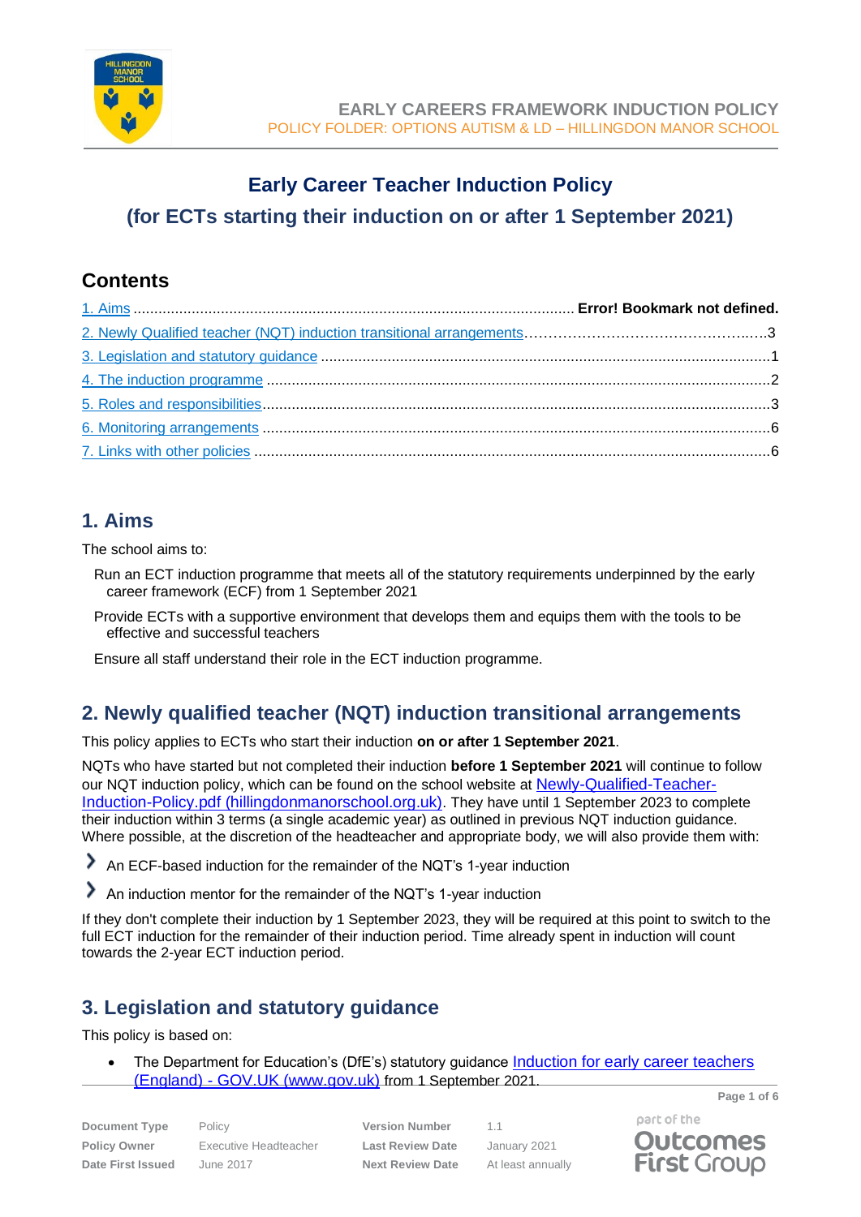# Early Career Teacher Induction Policy

## (for ECTs starting their induction on or after 1 September 2021)

## Contents

1. Aims .......... Error! Bookmark not defined.
2. Newly Qualified teacher (NQT) induction transitional arrangements ..........3
3. Legislation and statutory guidance ..........1
4. The induction programme ..........2
5. Roles and responsibilities ..........3
6. Monitoring arrangements ..........6
7. Links with other policies ..........6

## 1. Aims

The school aims to:

Run an ECT induction programme that meets all of the statutory requirements underpinned by the early career framework (ECF) from 1 September 2021

Provide ECTs with a supportive environment that develops them and equips them with the tools to be effective and successful teachers

Ensure all staff understand their role in the ECT induction programme.

## 2. Newly qualified teacher (NQT) induction transitional arrangements

This policy applies to ECTs who start their induction **on or after 1 September 2021**.

NQTs who have started but not completed their induction **before 1 September 2021** will continue to follow our NQT induction policy, which can be found on the school website at [Newly-Qualified-Teacher-Induction-Policy.pdf (hillingdonmanorschool.org.uk)](). They have until 1 September 2023 to complete their induction within 3 terms (a single academic year) as outlined in previous NQT induction guidance. Where possible, at the discretion of the headteacher and appropriate body, we will also provide them with:

- An ECF-based induction for the remainder of the NQT's 1-year induction
- An induction mentor for the remainder of the NQT's 1-year induction

If they don't complete their induction by 1 September 2023, they will be required at this point to switch to the full ECT induction for the remainder of their induction period. Time already spent in induction will count towards the 2-year ECT induction period.

## 3. Legislation and statutory guidance

This policy is based on:

- The Department for Education's (DfE's) statutory guidance [Induction for early career teachers (England) - GOV.UK (www.gov.uk)]() from 1 September 2021.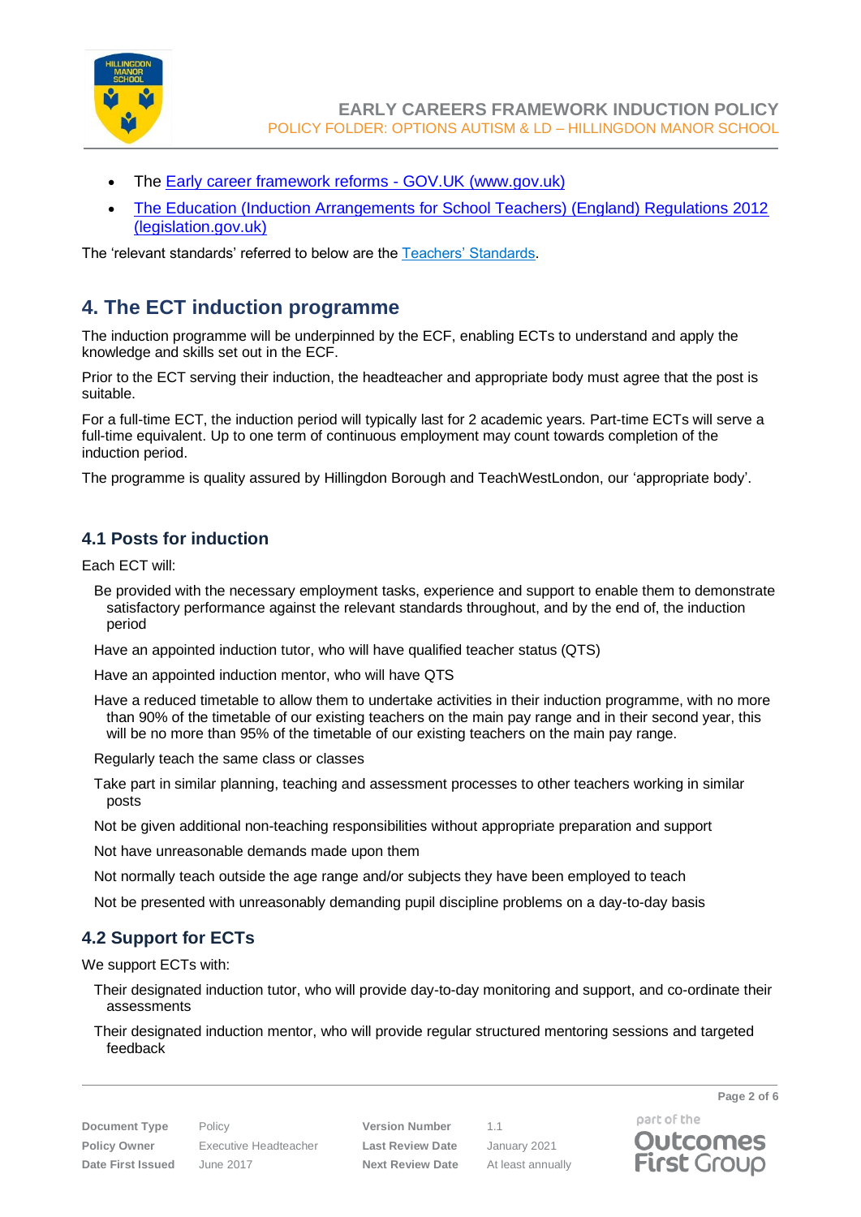- The [Early career framework reforms - GOV.UK (www.gov.uk)](https://www.gov.uk)
- [The Education (Induction Arrangements for School Teachers) (England) Regulations 2012 (legislation.gov.uk)](https://www.legislation.gov.uk)

The 'relevant standards' referred to below are the [Teachers' Standards](https://www.gov.uk).

## 4. The ECT induction programme

The induction programme will be underpinned by the ECF, enabling ECTs to understand and apply the knowledge and skills set out in the ECF.

Prior to the ECT serving their induction, the headteacher and appropriate body must agree that the post is suitable.

For a full-time ECT, the induction period will typically last for 2 academic years. Part-time ECTs will serve a full-time equivalent. Up to one term of continuous employment may count towards completion of the induction period.

The programme is quality assured by Hillingdon Borough and TeachWestLondon, our 'appropriate body'.

### 4.1 Posts for induction

Each ECT will:

- Be provided with the necessary employment tasks, experience and support to enable them to demonstrate satisfactory performance against the relevant standards throughout, and by the end of, the induction period
- Have an appointed induction tutor, who will have qualified teacher status (QTS)
- Have an appointed induction mentor, who will have QTS
- Have a reduced timetable to allow them to undertake activities in their induction programme, with no more than 90% of the timetable of our existing teachers on the main pay range and in their second year, this will be no more than 95% of the timetable of our existing teachers on the main pay range.
- Regularly teach the same class or classes
- Take part in similar planning, teaching and assessment processes to other teachers working in similar posts
- Not be given additional non-teaching responsibilities without appropriate preparation and support
- Not have unreasonable demands made upon them
- Not normally teach outside the age range and/or subjects they have been employed to teach
- Not be presented with unreasonably demanding pupil discipline problems on a day-to-day basis

### 4.2 Support for ECTs

We support ECTs with:

- Their designated induction tutor, who will provide day-to-day monitoring and support, and co-ordinate their assessments
- Their designated induction mentor, who will provide regular structured mentoring sessions and targeted feedback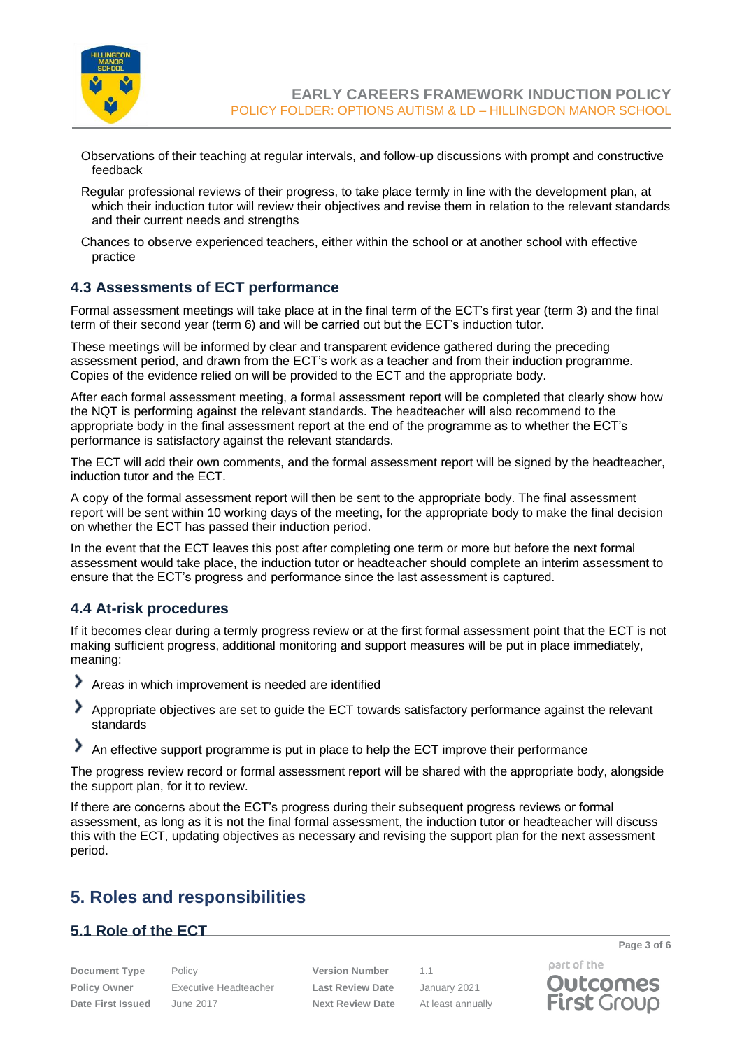- Observations of their teaching at regular intervals, and follow-up discussions with prompt and constructive feedback
- Regular professional reviews of their progress, to take place termly in line with the development plan, at which their induction tutor will review their objectives and revise them in relation to the relevant standards and their current needs and strengths
- Chances to observe experienced teachers, either within the school or at another school with effective practice

### 4.3 Assessments of ECT performance

Formal assessment meetings will take place at in the final term of the ECT's first year (term 3) and the final term of their second year (term 6) and will be carried out but the ECT's induction tutor.

These meetings will be informed by clear and transparent evidence gathered during the preceding assessment period, and drawn from the ECT's work as a teacher and from their induction programme. Copies of the evidence relied on will be provided to the ECT and the appropriate body.

After each formal assessment meeting, a formal assessment report will be completed that clearly show how the NQT is performing against the relevant standards. The headteacher will also recommend to the appropriate body in the final assessment report at the end of the programme as to whether the ECT's performance is satisfactory against the relevant standards.

The ECT will add their own comments, and the formal assessment report will be signed by the headteacher, induction tutor and the ECT.

A copy of the formal assessment report will then be sent to the appropriate body. The final assessment report will be sent within 10 working days of the meeting, for the appropriate body to make the final decision on whether the ECT has passed their induction period.

In the event that the ECT leaves this post after completing one term or more but before the next formal assessment would take place, the induction tutor or headteacher should complete an interim assessment to ensure that the ECT's progress and performance since the last assessment is captured.

### 4.4 At-risk procedures

If it becomes clear during a termly progress review or at the first formal assessment point that the ECT is not making sufficient progress, additional monitoring and support measures will be put in place immediately, meaning:

- Areas in which improvement is needed are identified
- Appropriate objectives are set to guide the ECT towards satisfactory performance against the relevant standards
- An effective support programme is put in place to help the ECT improve their performance

The progress review record or formal assessment report will be shared with the appropriate body, alongside the support plan, for it to review.

If there are concerns about the ECT's progress during their subsequent progress reviews or formal assessment, as long as it is not the final formal assessment, the induction tutor or headteacher will discuss this with the ECT, updating objectives as necessary and revising the support plan for the next assessment period.

## 5. Roles and responsibilities

### 5.1 Role of the ECT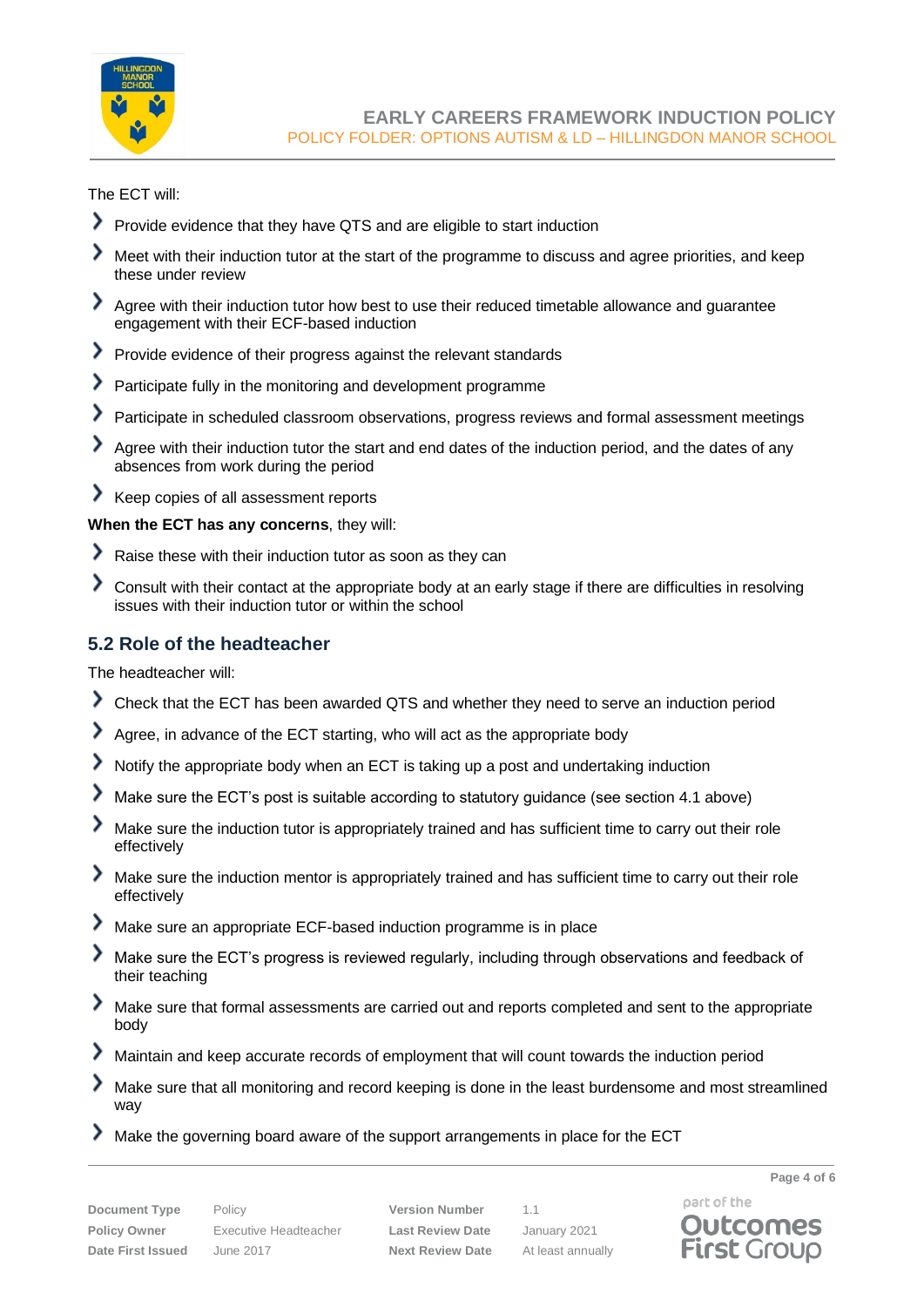The ECT will:

- Provide evidence that they have QTS and are eligible to start induction
- Meet with their induction tutor at the start of the programme to discuss and agree priorities, and keep these under review
- Agree with their induction tutor how best to use their reduced timetable allowance and guarantee engagement with their ECF-based induction
- Provide evidence of their progress against the relevant standards
- Participate fully in the monitoring and development programme
- Participate in scheduled classroom observations, progress reviews and formal assessment meetings
- Agree with their induction tutor the start and end dates of the induction period, and the dates of any absences from work during the period
- Keep copies of all assessment reports

**When the ECT has any concerns**, they will:

- Raise these with their induction tutor as soon as they can
- Consult with their contact at the appropriate body at an early stage if there are difficulties in resolving issues with their induction tutor or within the school

## 5.2 Role of the headteacher

The headteacher will:

- Check that the ECT has been awarded QTS and whether they need to serve an induction period
- Agree, in advance of the ECT starting, who will act as the appropriate body
- Notify the appropriate body when an ECT is taking up a post and undertaking induction
- Make sure the ECT's post is suitable according to statutory guidance (see section 4.1 above)
- Make sure the induction tutor is appropriately trained and has sufficient time to carry out their role effectively
- Make sure the induction mentor is appropriately trained and has sufficient time to carry out their role effectively
- Make sure an appropriate ECF-based induction programme is in place
- Make sure the ECT's progress is reviewed regularly, including through observations and feedback of their teaching
- Make sure that formal assessments are carried out and reports completed and sent to the appropriate body
- Maintain and keep accurate records of employment that will count towards the induction period
- Make sure that all monitoring and record keeping is done in the least burdensome and most streamlined way
- Make the governing board aware of the support arrangements in place for the ECT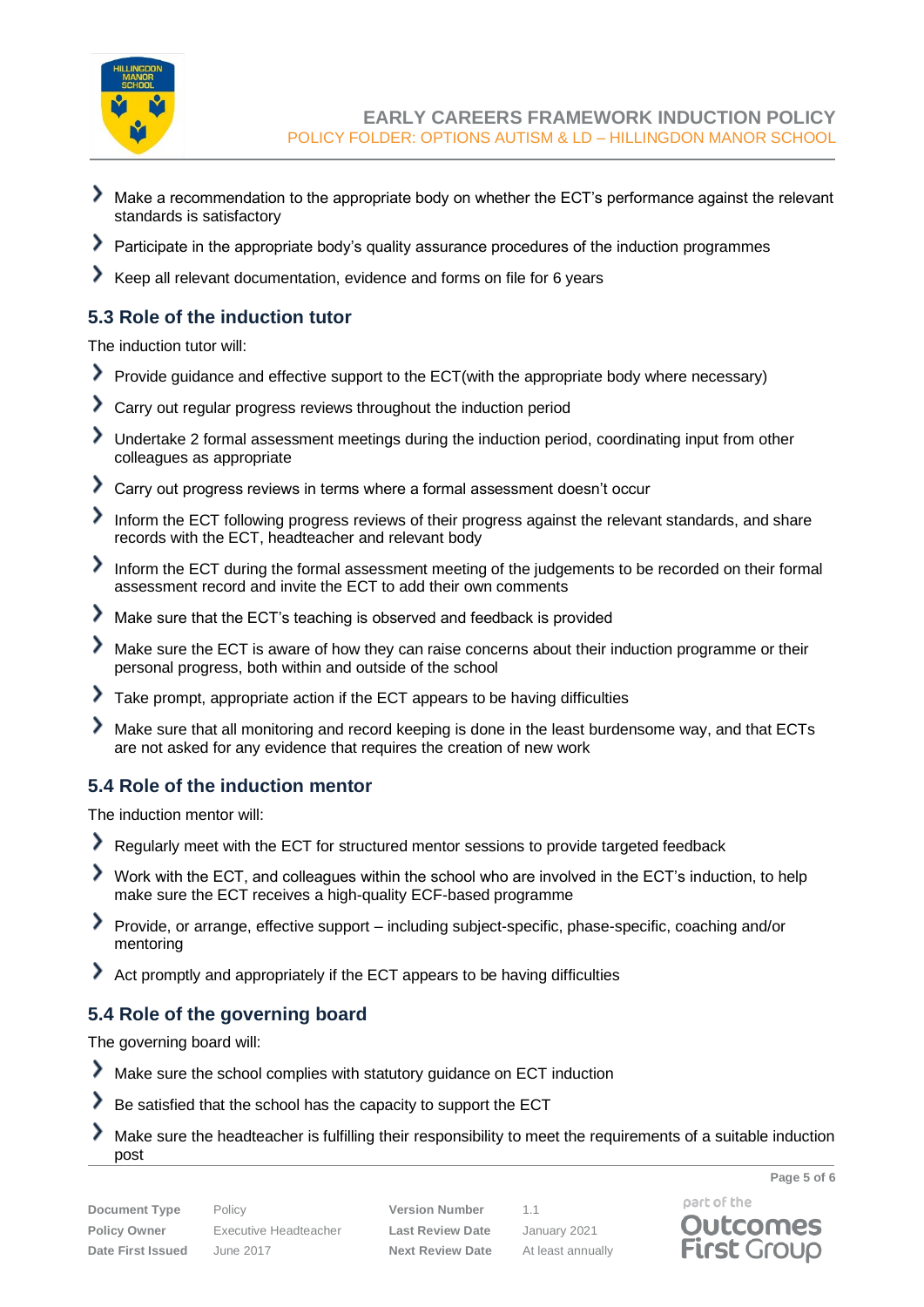- Make a recommendation to the appropriate body on whether the ECT's performance against the relevant standards is satisfactory
- Participate in the appropriate body's quality assurance procedures of the induction programmes
- Keep all relevant documentation, evidence and forms on file for 6 years

## 5.3 Role of the induction tutor

The induction tutor will:

- Provide guidance and effective support to the ECT(with the appropriate body where necessary)
- Carry out regular progress reviews throughout the induction period
- Undertake 2 formal assessment meetings during the induction period, coordinating input from other colleagues as appropriate
- Carry out progress reviews in terms where a formal assessment doesn't occur
- Inform the ECT following progress reviews of their progress against the relevant standards, and share records with the ECT, headteacher and relevant body
- Inform the ECT during the formal assessment meeting of the judgements to be recorded on their formal assessment record and invite the ECT to add their own comments
- Make sure that the ECT's teaching is observed and feedback is provided
- Make sure the ECT is aware of how they can raise concerns about their induction programme or their personal progress, both within and outside of the school
- Take prompt, appropriate action if the ECT appears to be having difficulties
- Make sure that all monitoring and record keeping is done in the least burdensome way, and that ECTs are not asked for any evidence that requires the creation of new work

## 5.4 Role of the induction mentor

The induction mentor will:

- Regularly meet with the ECT for structured mentor sessions to provide targeted feedback
- Work with the ECT, and colleagues within the school who are involved in the ECT's induction, to help make sure the ECT receives a high-quality ECF-based programme
- Provide, or arrange, effective support – including subject-specific, phase-specific, coaching and/or mentoring
- Act promptly and appropriately if the ECT appears to be having difficulties

## 5.4 Role of the governing board

The governing board will:

- Make sure the school complies with statutory guidance on ECT induction
- Be satisfied that the school has the capacity to support the ECT
- Make sure the headteacher is fulfilling their responsibility to meet the requirements of a suitable induction post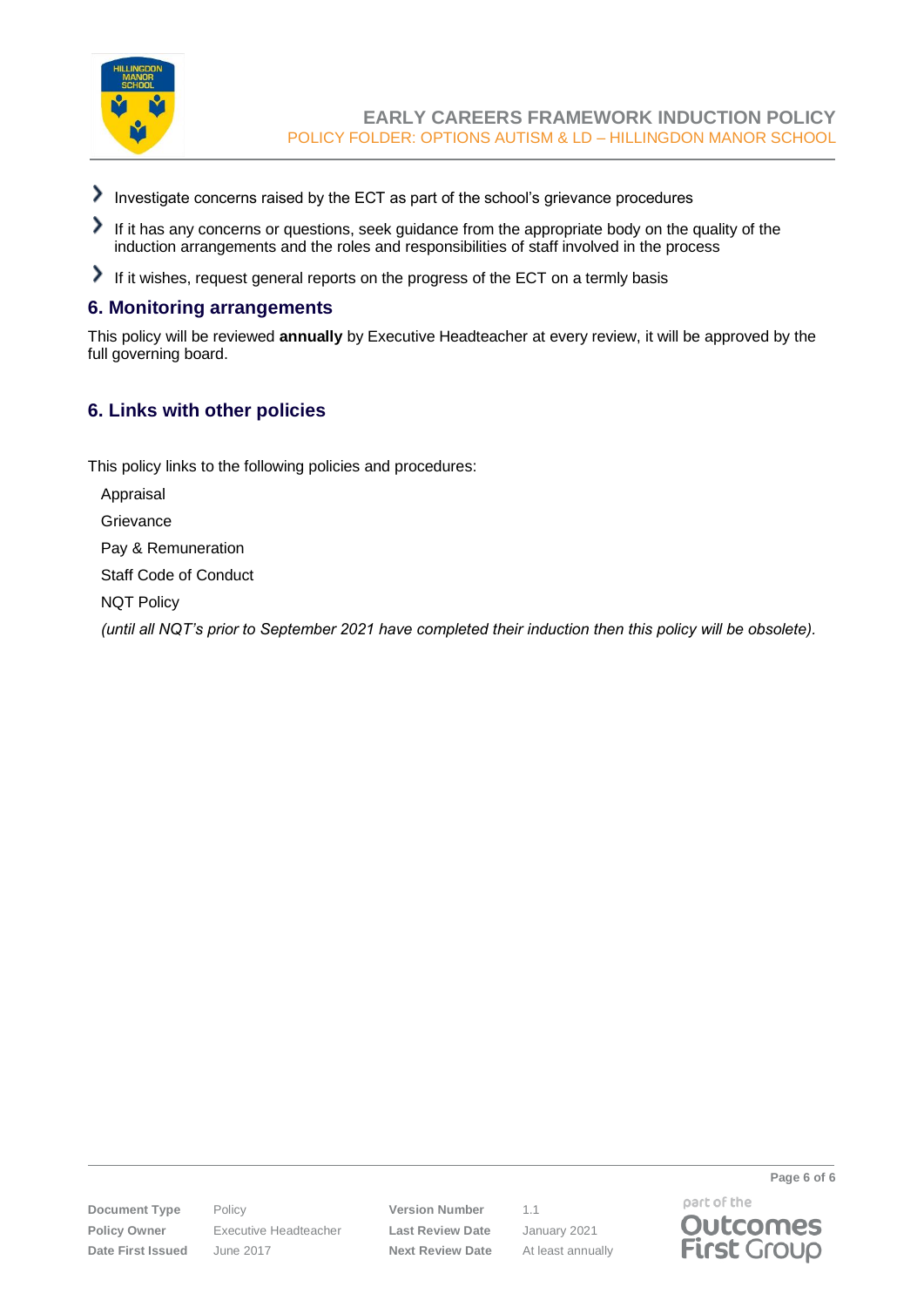- Investigate concerns raised by the ECT as part of the school's grievance procedures
- If it has any concerns or questions, seek guidance from the appropriate body on the quality of the induction arrangements and the roles and responsibilities of staff involved in the process
- If it wishes, request general reports on the progress of the ECT on a termly basis

## 6. Monitoring arrangements

This policy will be reviewed **annually** by Executive Headteacher at every review, it will be approved by the full governing board.

## 6. Links with other policies

This policy links to the following policies and procedures:

Appraisal

Grievance

Pay & Remuneration

Staff Code of Conduct

NQT Policy

*(until all NQT's prior to September 2021 have completed their induction then this policy will be obsolete).*

| | | | |
|---|---|---|---|
| **Document Type** | Policy | **Version Number** | 1.1 |
| **Policy Owner** | Executive Headteacher | **Last Review Date** | January 2021 |
| **Date First Issued** | June 2017 | **Next Review Date** | At least annually |